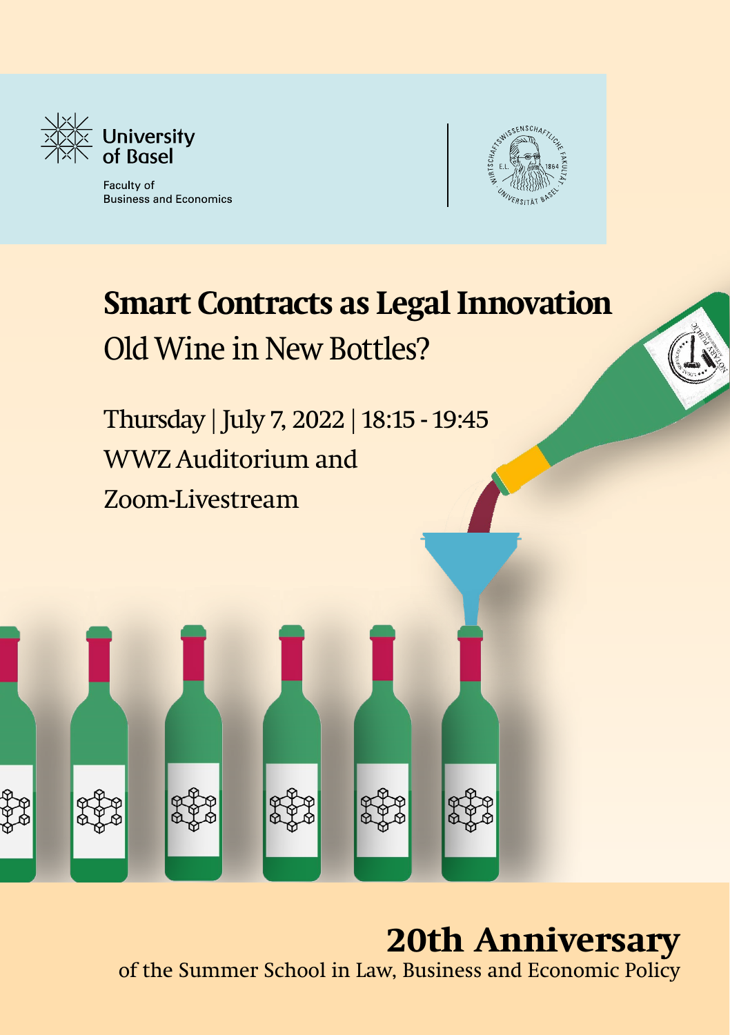University of Basel

Faculty of Business and Economics

# Smart Contracts as Legal Innovation

## Old Wine in New Bottles?

Thursday | July 7, 2022 | 18:15 - 19:45

WWZ Auditorium and

Zoom-Livestream

**20th Anniversary**

of the Summer School in Law, Business and Economic Policy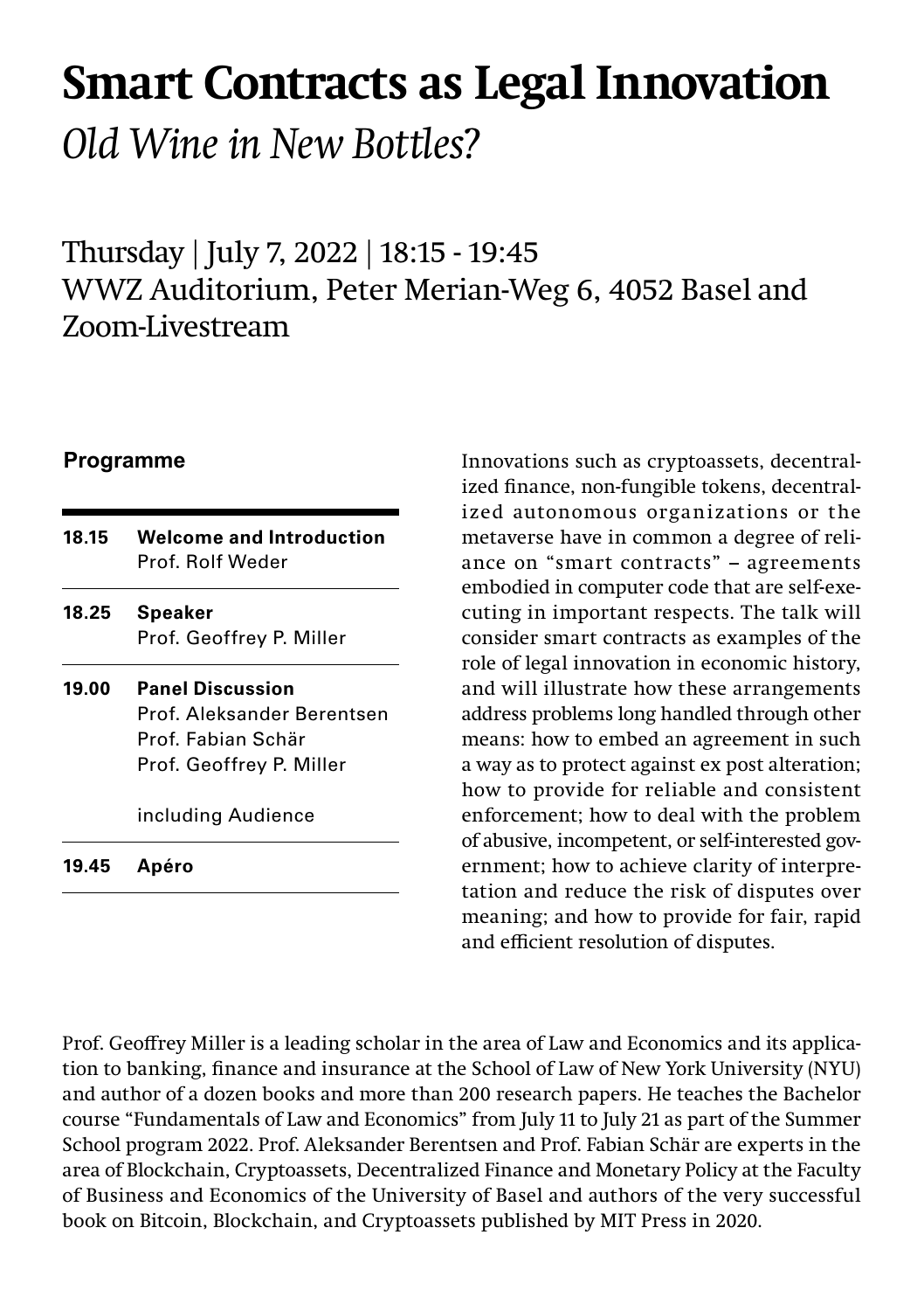# Smart Contracts as Legal Innovation

*Old Wine in New Bottles?*

Thursday | July 7, 2022 | 18:15 - 19:45
WWZ Auditorium, Peter Merian-Weg 6, 4052 Basel and Zoom-Livestream

### Programme

| | |
|---|---|
| **18.15** | **Welcome and Introduction**<br>Prof. Rolf Weder |
| **18.25** | **Speaker**<br>Prof. Geoffrey P. Miller |
| **19.00** | **Panel Discussion**<br>Prof. Aleksander Berentsen<br>Prof. Fabian Schär<br>Prof. Geoffrey P. Miller<br><br>including Audience |
| **19.45** | **Apéro** |

Innovations such as cryptoassets, decentralized finance, non-fungible tokens, decentralized autonomous organizations or the metaverse have in common a degree of reliance on "smart contracts" – agreements embodied in computer code that are self-executing in important respects. The talk will consider smart contracts as examples of the role of legal innovation in economic history, and will illustrate how these arrangements address problems long handled through other means: how to embed an agreement in such a way as to protect against ex post alteration; how to provide for reliable and consistent enforcement; how to deal with the problem of abusive, incompetent, or self-interested government; how to achieve clarity of interpretation and reduce the risk of disputes over meaning; and how to provide for fair, rapid and efficient resolution of disputes.

Prof. Geoffrey Miller is a leading scholar in the area of Law and Economics and its application to banking, finance and insurance at the School of Law of New York University (NYU) and author of a dozen books and more than 200 research papers. He teaches the Bachelor course "Fundamentals of Law and Economics" from July 11 to July 21 as part of the Summer School program 2022. Prof. Aleksander Berentsen and Prof. Fabian Schär are experts in the area of Blockchain, Cryptoassets, Decentralized Finance and Monetary Policy at the Faculty of Business and Economics of the University of Basel and authors of the very successful book on Bitcoin, Blockchain, and Cryptoassets published by MIT Press in 2020.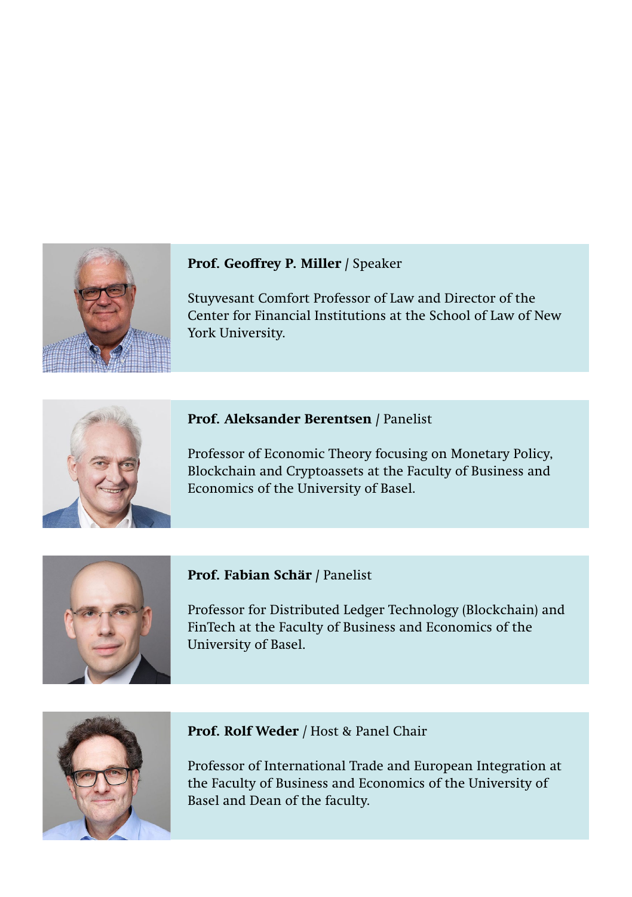**Prof. Geoffrey P. Miller** / Speaker

Stuyvesant Comfort Professor of Law and Director of the Center for Financial Institutions at the School of Law of New York University.

**Prof. Aleksander Berentsen** / Panelist

Professor of Economic Theory focusing on Monetary Policy, Blockchain and Cryptoassets at the Faculty of Business and Economics of the University of Basel.

**Prof. Fabian Schär** / Panelist

Professor for Distributed Ledger Technology (Blockchain) and FinTech at the Faculty of Business and Economics of the University of Basel.

**Prof. Rolf Weder** / Host & Panel Chair

Professor of International Trade and European Integration at the Faculty of Business and Economics of the University of Basel and Dean of the faculty.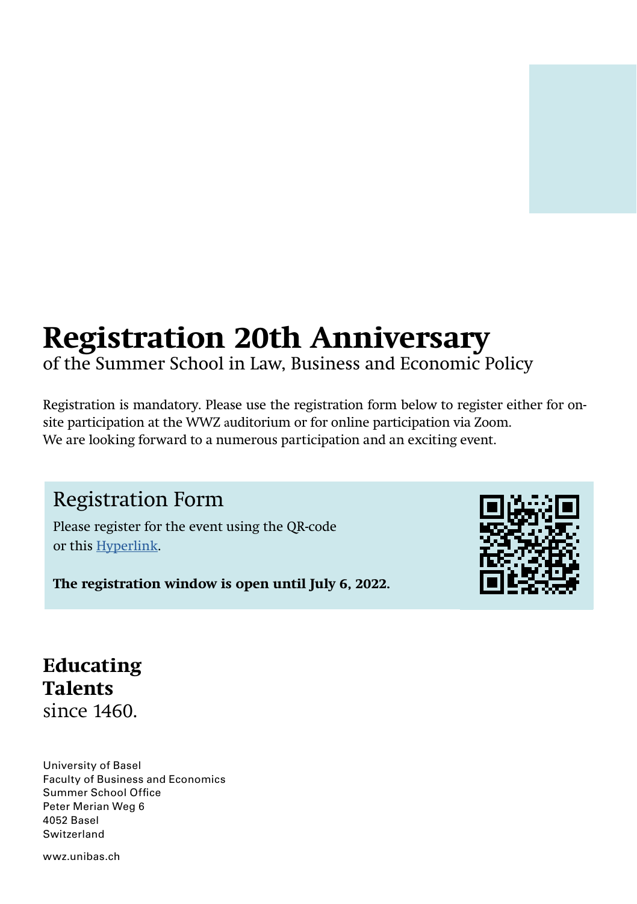# Registration 20th Anniversary

of the Summer School in Law, Business and Economic Policy

Registration is mandatory. Please use the registration form below to register either for on-site participation at the WWZ auditorium or for online participation via Zoom.
We are looking forward to a numerous participation and an exciting event.

## Registration Form

Please register for the event using the QR-code
or this Hyperlink.

**The registration window is open until July 6, 2022.**

**Educating**
**Talents**
since 1460.

University of Basel
Faculty of Business and Economics
Summer School Office
Peter Merian Weg 6
4052 Basel
Switzerland

wwz.unibas.ch